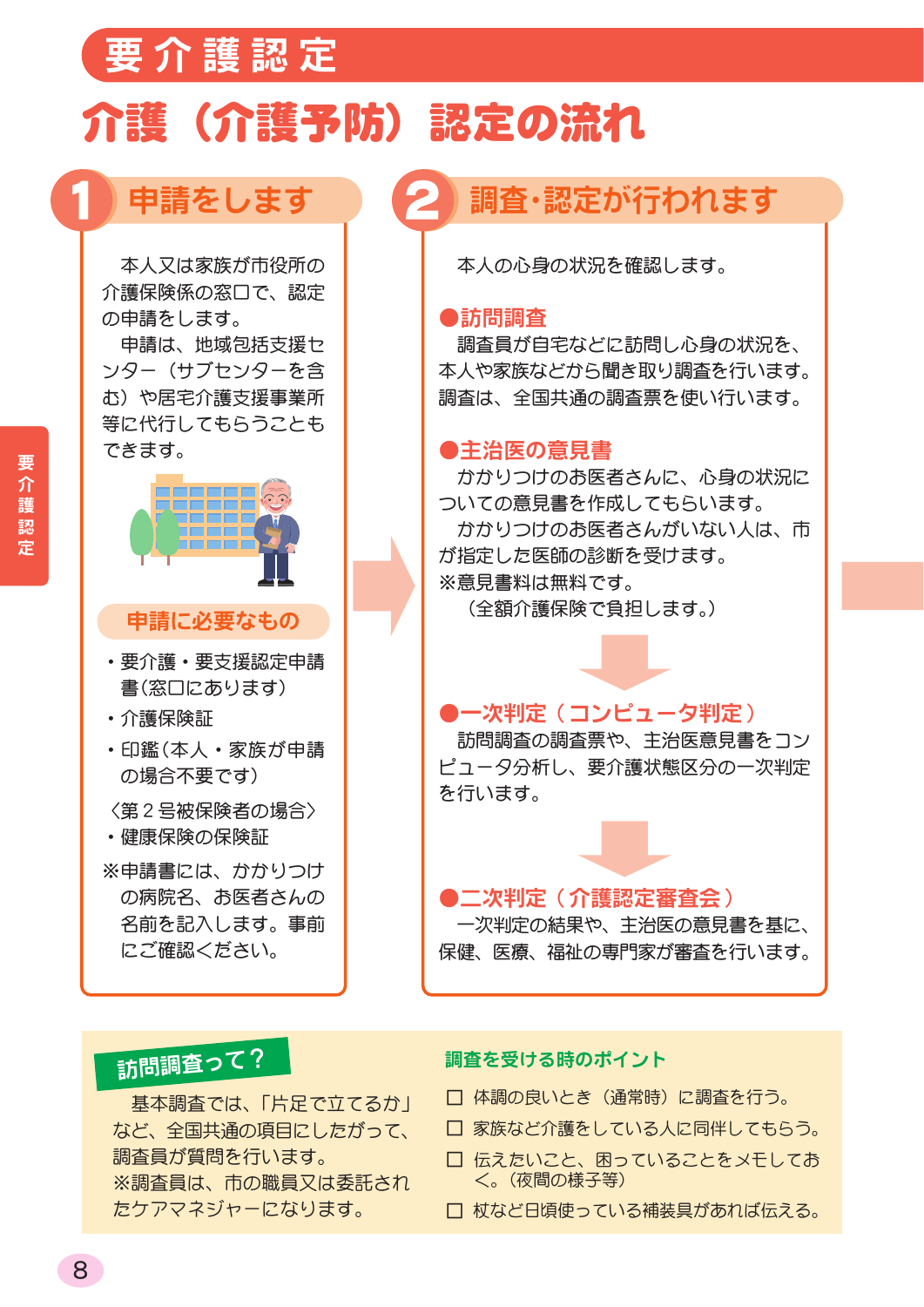# 要介護認定

## 介護（介護予防）認定の流れ

### 1 申請をします

本人又は家族が市役所の介護保険係の窓口で、認定の申請をします。

申請は、地域包括支援センター（サブセンターを含む）や居宅介護支援事業所等に代行してもらうこともできます。

#### 申請に必要なもの

- 要介護・要支援認定申請書（窓口にあります）
- 介護保険証
- 印鑑（本人・家族が申請の場合不要です）

〈第２号被保険者の場合〉

- 健康保険の保険証

※申請書には、かかりつけの病院名、お医者さんの名前を記入します。事前にご確認ください。

### 2 調査･認定が行われます

本人の心身の状況を確認します。

**●訪問調査**

調査員が自宅などに訪問し心身の状況を、本人や家族などから聞き取り調査を行います。調査は、全国共通の調査票を使い行います。

**●主治医の意見書**

かかりつけのお医者さんに、心身の状況についての意見書を作成してもらいます。

かかりつけのお医者さんがいない人は、市が指定した医師の診断を受けます。

※意見書料は無料です。
（全額介護保険で負担します。）

**●一次判定（コンピュータ判定）**

訪問調査の調査票や、主治医意見書をコンピュータ分析し、要介護状態区分の一次判定を行います。

**●二次判定（介護認定審査会）**

一次判定の結果や、主治医の意見書を基に、保健、医療、福祉の専門家が審査を行います。

#### 訪問調査って？

基本調査では、「片足で立てるか」など、全国共通の項目にしたがって、調査員が質問を行います。

※調査員は、市の職員又は委託されたケアマネジャーになります。

#### 調査を受ける時のポイント

- ☐ 体調の良いとき（通常時）に調査を行う。
- ☐ 家族など介護をしている人に同伴してもらう。
- ☐ 伝えたいこと、困っていることをメモしておく。（夜間の様子等）
- ☐ 杖など日頃使っている補装具があれば伝える。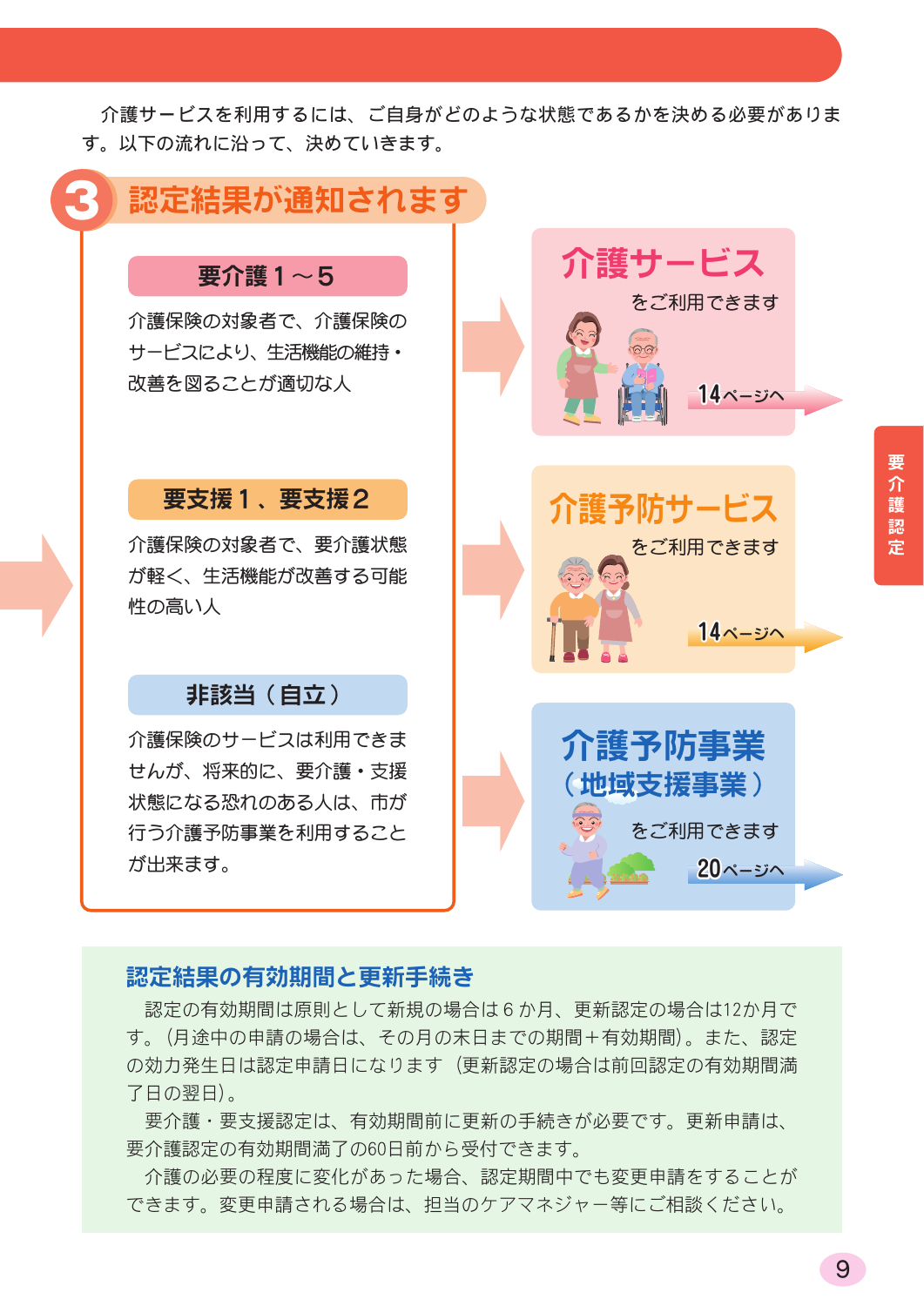介護サービスを利用するには、ご自身がどのような状態であるかを決める必要があります。以下の流れに沿って、決めていきます。

## 3 認定結果が通知されます

### 要介護１～５

介護保険の対象者で、介護保険のサービスにより、生活機能の維持・改善を図ることが適切な人

→ **介護サービス** をご利用できます（14ページへ）

### 要支援１、要支援２

介護保険の対象者で、要介護状態が軽く、生活機能が改善する可能性の高い人

→ **介護予防サービス** をご利用できます（14ページへ）

### 非該当（自立）

介護保険のサービスは利用できませんが、将来的に、要介護・支援状態になる恐れのある人は、市が行う介護予防事業を利用することが出来ます。

→ **介護予防事業（地域支援事業）** をご利用できます（20ページへ）

### 認定結果の有効期間と更新手続き

認定の有効期間は原則として新規の場合は６か月、更新認定の場合は12か月です。（月途中の申請の場合は、その月の末日までの期間＋有効期間）。また、認定の効力発生日は認定申請日になります（更新認定の場合は前回認定の有効期間満了日の翌日）。

要介護・要支援認定は、有効期間前に更新の手続きが必要です。更新申請は、要介護認定の有効期間満了の60日前から受付できます。

介護の必要の程度に変化があった場合、認定期間中でも変更申請をすることができます。変更申請される場合は、担当のケアマネジャー等にご相談ください。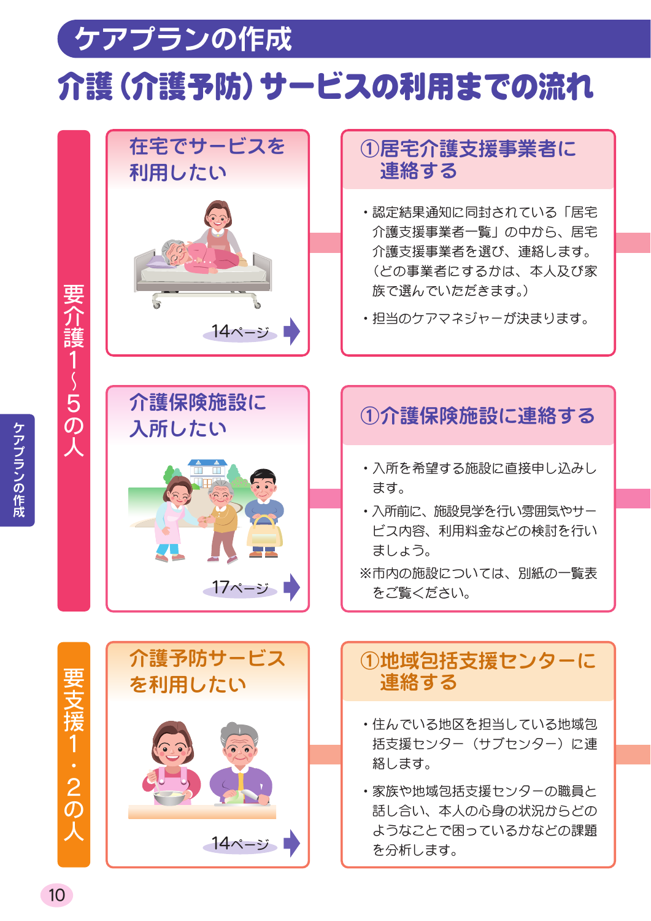# ケアプランの作成

## 介護（介護予防）サービスの利用までの流れ

### 要介護1〜5の人

#### 在宅でサービスを利用したい

14ページ

#### ①居宅介護支援事業者に連絡する

- 認定結果通知に同封されている「居宅介護支援事業者一覧」の中から、居宅介護支援事業者を選び、連絡します。（どの事業者にするかは、本人及び家族で選んでいただきます。）
- 担当のケアマネジャーが決まります。

#### 介護保険施設に入所したい

17ページ

#### ①介護保険施設に連絡する

- 入所を希望する施設に直接申し込みします。
- 入所前に、施設見学を行い雰囲気やサービス内容、利用料金などの検討を行いましょう。

※市内の施設については、別紙の一覧表をご覧ください。

### 要支援1・2の人

#### 介護予防サービスを利用したい

14ページ

#### ①地域包括支援センターに連絡する

- 住んでいる地区を担当している地域包括支援センター（サブセンター）に連絡します。
- 家族や地域包括支援センターの職員と話し合い、本人の心身の状況からどのようなことで困っているかなどの課題を分析します。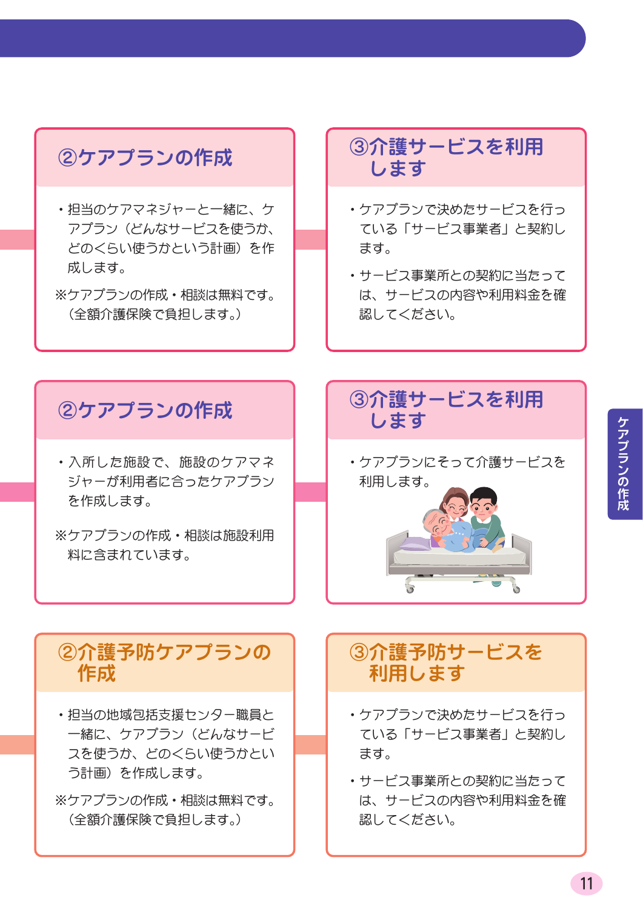## ②ケアプランの作成

- 担当のケアマネジャーと一緒に、ケアプラン（どんなサービスを使うか、どのくらい使うかという計画）を作成します。

※ケアプランの作成・相談は無料です。（全額介護保険で負担します。）

## ③介護サービスを利用します

- ケアプランで決めたサービスを行っている「サービス事業者」と契約します。
- サービス事業所との契約に当たっては、サービスの内容や利用料金を確認してください。

## ②ケアプランの作成

- 入所した施設で、施設のケアマネジャーが利用者に合ったケアプランを作成します。

※ケアプランの作成・相談は施設利用料に含まれています。

## ③介護サービスを利用します

- ケアプランにそって介護サービスを利用します。

## ②介護予防ケアプランの作成

- 担当の地域包括支援センター職員と一緒に、ケアプラン（どんなサービスを使うか、どのくらい使うかという計画）を作成します。

※ケアプランの作成・相談は無料です。（全額介護保険で負担します。）

## ③介護予防サービスを利用します

- ケアプランで決めたサービスを行っている「サービス事業者」と契約します。
- サービス事業所との契約に当たっては、サービスの内容や利用料金を確認してください。